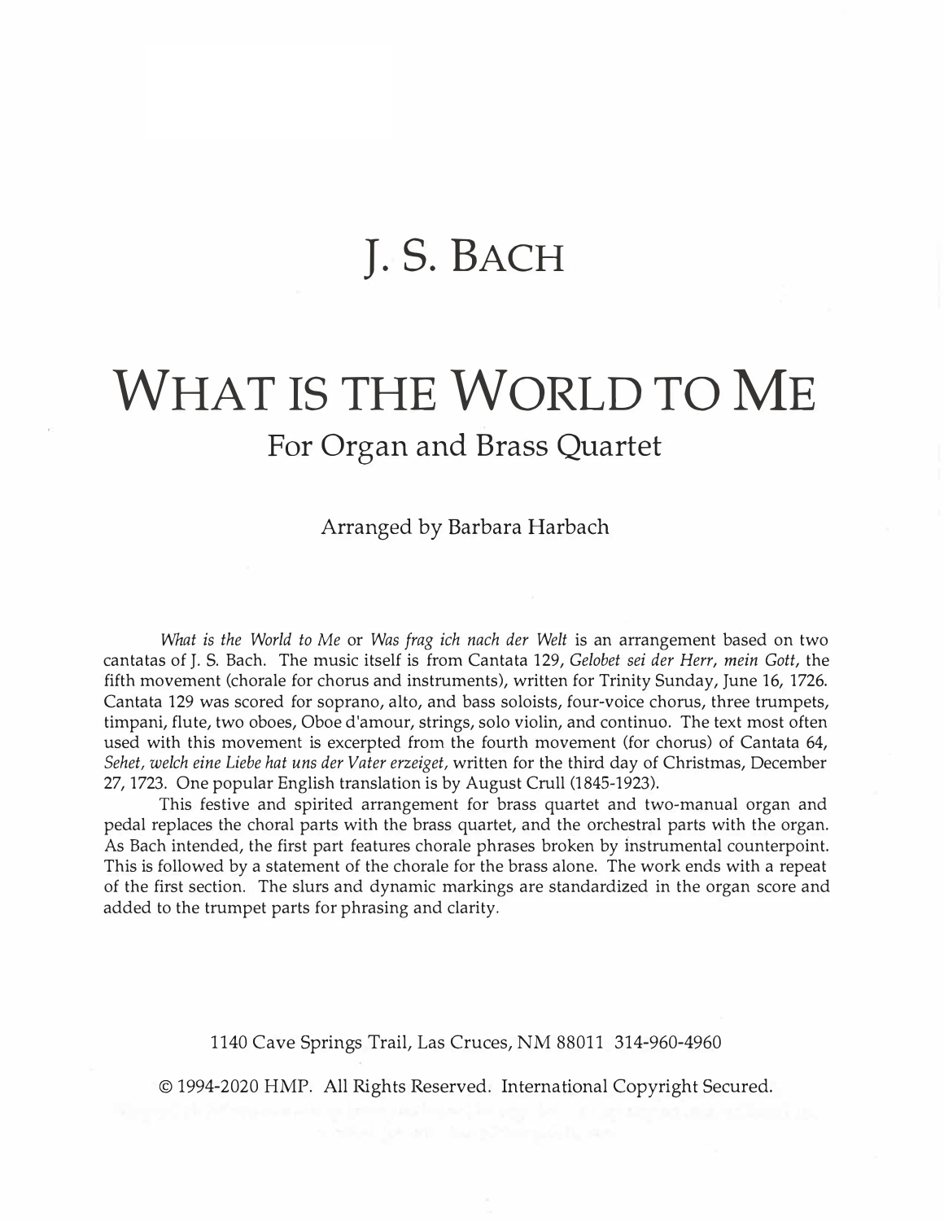# J. S. BACH

# WHAT IS THE WORLD TO ME

## For Organ and Brass Quartet

Arranged by Barbara Harbach

*What is the World to Me* or *Was frag ich nach der Welt* is an arrangement based on two cantatas of J. S. Bach. The music itself is from Cantata 129, *Gelobet sei der Herr, mein Gott*, the fifth movement (chorale for chorus and instruments), written for Trinity Sunday, June 16, 1726. Cantata 129 was scored for soprano, alto, and bass soloists, four-voice chorus, three trumpets, timpani, flute, two oboes, Oboe d'amour, strings, solo violin, and continuo. The text most often used with this movement is excerpted from the fourth movement (for chorus) of Cantata 64, *Sehet, welch eine Liebe hat uns der Vater erzeiget,* written for the third day of Christmas, December 27, 1723. One popular English translation is by August Crull (1845-1923).

This festive and spirited arrangement for brass quartet and two-manual organ and pedal replaces the choral parts with the brass quartet, and the orchestral parts with the organ. As Bach intended, the first part features chorale phrases broken by instrumental counterpoint. This is followed by a statement of the chorale for the brass alone. The work ends with a repeat of the first section. The slurs and dynamic markings are standardized in the organ score and added to the trumpet parts for phrasing and clarity.

1140 Cave Springs Trail, Las Cruces, NM 88011 314-960-4960

© 1994-2020 HMP. All Rights Reserved. International Copyright Secured.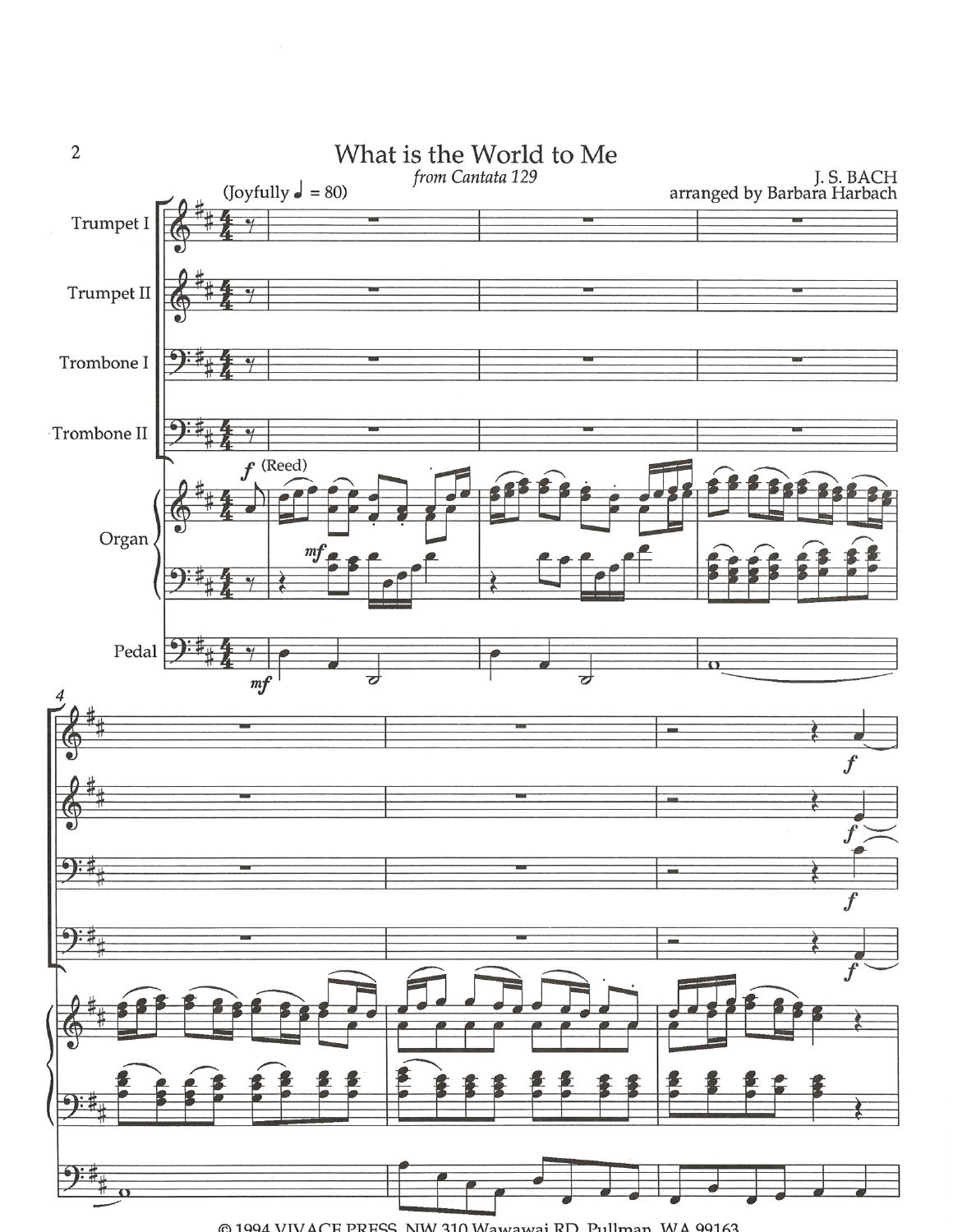# What is the World to Me

*from Cantata 129*

J. S. BACH
arranged by Barbara Harbach

(Joyfully ♩ = 80)

© 1994 VIVACE PRESS, NW 310 Wawawai RD, Pullman, WA 99163